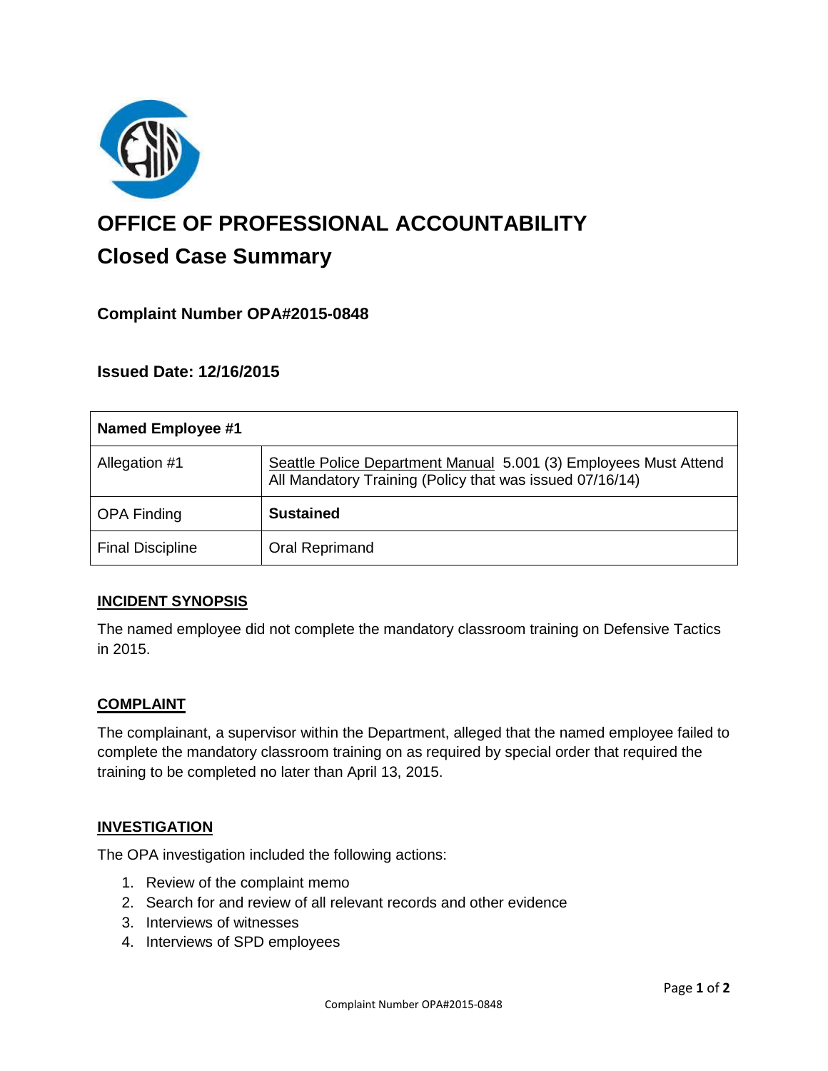# OFFICE OF PROFESSIONAL ACCOUNTABILITY

## Closed Case Summary

### Complaint Number OPA#2015-0848

### Issued Date: 12/16/2015

| Named Employee #1 | |
|---|---|
| Allegation #1 | Seattle Police Department Manual 5.001 (3) Employees Must Attend All Mandatory Training (Policy that was issued 07/16/14) |
| OPA Finding | **Sustained** |
| Final Discipline | Oral Reprimand |

**INCIDENT SYNOPSIS**

The named employee did not complete the mandatory classroom training on Defensive Tactics in 2015.

**COMPLAINT**

The complainant, a supervisor within the Department, alleged that the named employee failed to complete the mandatory classroom training on as required by special order that required the training to be completed no later than April 13, 2015.

**INVESTIGATION**

The OPA investigation included the following actions:

1. Review of the complaint memo
2. Search for and review of all relevant records and other evidence
3. Interviews of witnesses
4. Interviews of SPD employees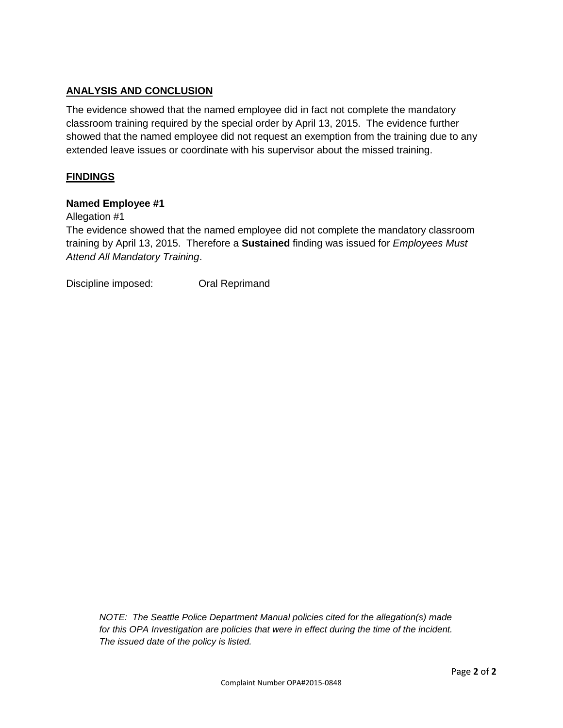## ANALYSIS AND CONCLUSION

The evidence showed that the named employee did in fact not complete the mandatory classroom training required by the special order by April 13, 2015. The evidence further showed that the named employee did not request an exemption from the training due to any extended leave issues or coordinate with his supervisor about the missed training.

## FINDINGS

**Named Employee #1**

Allegation #1

The evidence showed that the named employee did not complete the mandatory classroom training by April 13, 2015. Therefore a **Sustained** finding was issued for *Employees Must Attend All Mandatory Training*.

Discipline imposed: Oral Reprimand

*NOTE: The Seattle Police Department Manual policies cited for the allegation(s) made for this OPA Investigation are policies that were in effect during the time of the incident. The issued date of the policy is listed.*

Complaint Number OPA#2015-0848